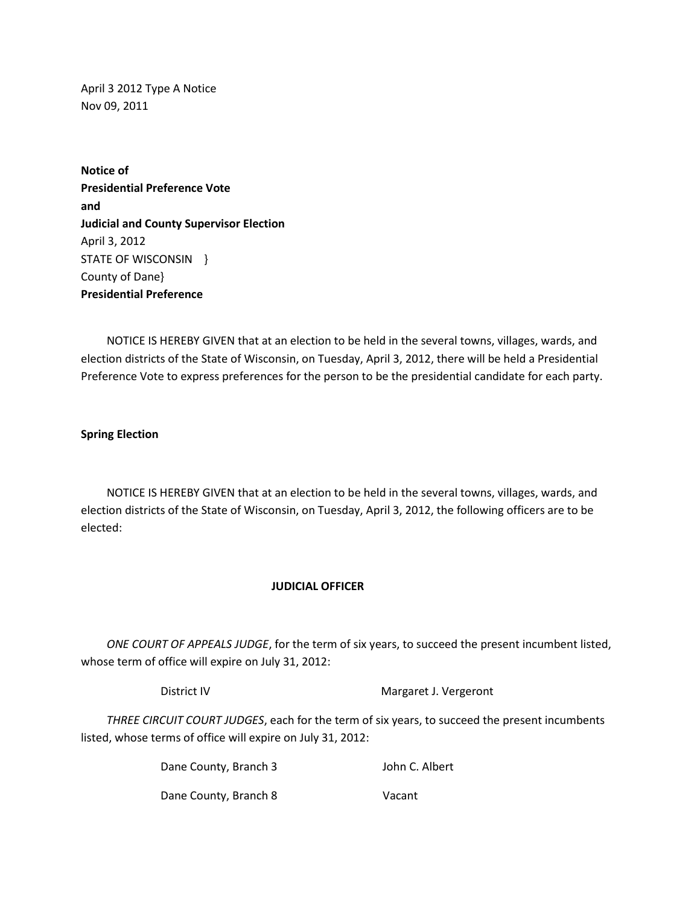April 3 2012 Type A Notice
Nov 09, 2011

**Notice of**
**Presidential Preference Vote**
**and**
**Judicial and County Supervisor Election**
April 3, 2012
STATE OF WISCONSIN }
County of Dane}
**Presidential Preference**

NOTICE IS HEREBY GIVEN that at an election to be held in the several towns, villages, wards, and election districts of the State of Wisconsin, on Tuesday, April 3, 2012, there will be held a Presidential Preference Vote to express preferences for the person to be the presidential candidate for each party.

**Spring Election**

NOTICE IS HEREBY GIVEN that at an election to be held in the several towns, villages, wards, and election districts of the State of Wisconsin, on Tuesday, April 3, 2012, the following officers are to be elected:

**JUDICIAL OFFICER**

*ONE COURT OF APPEALS JUDGE*, for the term of six years, to succeed the present incumbent listed, whose term of office will expire on July 31, 2012:

| | |
|---|---|
| District IV | Margaret J. Vergeront |

*THREE CIRCUIT COURT JUDGES*, each for the term of six years, to succeed the present incumbents listed, whose terms of office will expire on July 31, 2012:

| | |
|---|---|
| Dane County, Branch 3 | John C. Albert |
| Dane County, Branch 8 | Vacant |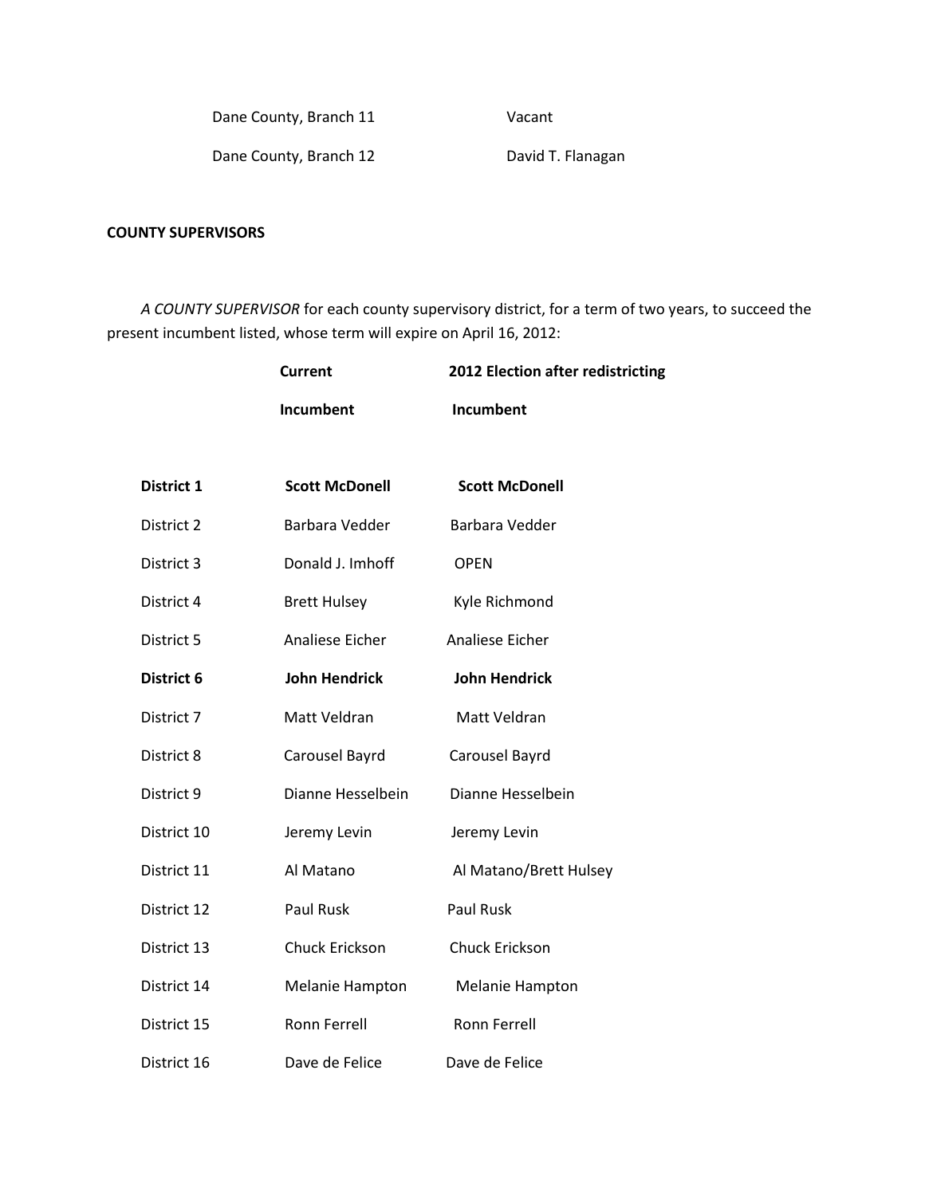| | |
|---|---|
| Dane County, Branch 11 | Vacant |
| Dane County, Branch 12 | David T. Flanagan |

**COUNTY SUPERVISORS**

*A COUNTY SUPERVISOR* for each county supervisory district, for a term of two years, to succeed the present incumbent listed, whose term will expire on April 16, 2012:

| | **Current Incumbent** | **2012 Election after redistricting Incumbent** |
|---|---|---|
| **District 1** | **Scott McDonell** | **Scott McDonell** |
| District 2 | Barbara Vedder | Barbara Vedder |
| District 3 | Donald J. Imhoff | OPEN |
| District 4 | Brett Hulsey | Kyle Richmond |
| District 5 | Analiese Eicher | Analiese Eicher |
| **District 6** | **John Hendrick** | **John Hendrick** |
| District 7 | Matt Veldran | Matt Veldran |
| District 8 | Carousel Bayrd | Carousel Bayrd |
| District 9 | Dianne Hesselbein | Dianne Hesselbein |
| District 10 | Jeremy Levin | Jeremy Levin |
| District 11 | Al Matano | Al Matano/Brett Hulsey |
| District 12 | Paul Rusk | Paul Rusk |
| District 13 | Chuck Erickson | Chuck Erickson |
| District 14 | Melanie Hampton | Melanie Hampton |
| District 15 | Ronn Ferrell | Ronn Ferrell |
| District 16 | Dave de Felice | Dave de Felice |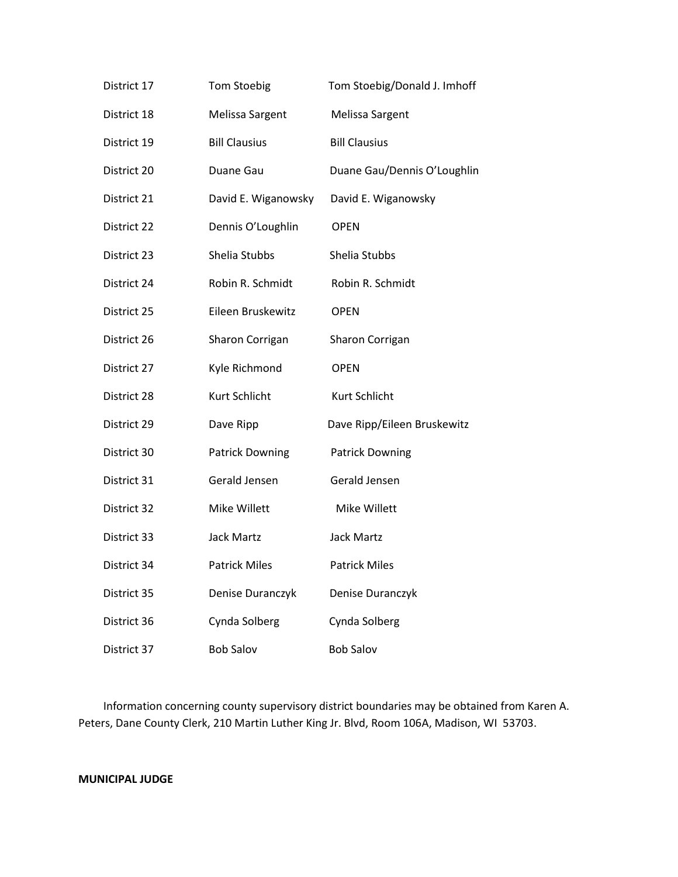| | | |
|---|---|---|
| District 17 | Tom Stoebig | Tom Stoebig/Donald J. Imhoff |
| District 18 | Melissa Sargent | Melissa Sargent |
| District 19 | Bill Clausius | Bill Clausius |
| District 20 | Duane Gau | Duane Gau/Dennis O'Loughlin |
| District 21 | David E. Wiganowsky | David E. Wiganowsky |
| District 22 | Dennis O'Loughlin | OPEN |
| District 23 | Shelia Stubbs | Shelia Stubbs |
| District 24 | Robin R. Schmidt | Robin R. Schmidt |
| District 25 | Eileen Bruskewitz | OPEN |
| District 26 | Sharon Corrigan | Sharon Corrigan |
| District 27 | Kyle Richmond | OPEN |
| District 28 | Kurt Schlicht | Kurt Schlicht |
| District 29 | Dave Ripp | Dave Ripp/Eileen Bruskewitz |
| District 30 | Patrick Downing | Patrick Downing |
| District 31 | Gerald Jensen | Gerald Jensen |
| District 32 | Mike Willett | Mike Willett |
| District 33 | Jack Martz | Jack Martz |
| District 34 | Patrick Miles | Patrick Miles |
| District 35 | Denise Duranczyk | Denise Duranczyk |
| District 36 | Cynda Solberg | Cynda Solberg |
| District 37 | Bob Salov | Bob Salov |

Information concerning county supervisory district boundaries may be obtained from Karen A. Peters, Dane County Clerk, 210 Martin Luther King Jr. Blvd, Room 106A, Madison, WI 53703.

**MUNICIPAL JUDGE**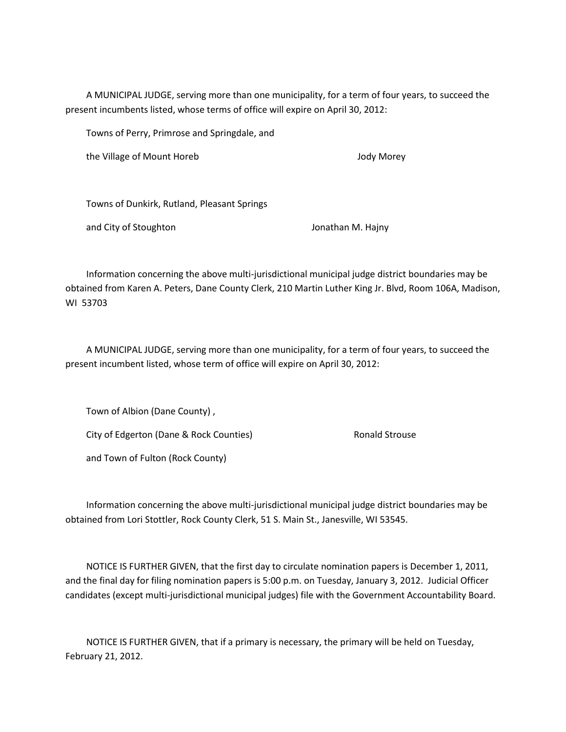A MUNICIPAL JUDGE, serving more than one municipality, for a term of four years, to succeed the present incumbents listed, whose terms of office will expire on April 30, 2012:

| Municipalities | Incumbent |
| --- | --- |
| Towns of Perry, Primrose and Springdale, and the Village of Mount Horeb | Jody Morey |
| Towns of Dunkirk, Rutland, Pleasant Springs and City of Stoughton | Jonathan M. Hajny |

Information concerning the above multi-jurisdictional municipal judge district boundaries may be obtained from Karen A. Peters, Dane County Clerk, 210 Martin Luther King Jr. Blvd, Room 106A, Madison, WI 53703

A MUNICIPAL JUDGE, serving more than one municipality, for a term of four years, to succeed the present incumbent listed, whose term of office will expire on April 30, 2012:

| Municipalities | Incumbent |
| --- | --- |
| Town of Albion (Dane County), City of Edgerton (Dane & Rock Counties) and Town of Fulton (Rock County) | Ronald Strouse |

Information concerning the above multi-jurisdictional municipal judge district boundaries may be obtained from Lori Stottler, Rock County Clerk, 51 S. Main St., Janesville, WI 53545.

NOTICE IS FURTHER GIVEN, that the first day to circulate nomination papers is December 1, 2011, and the final day for filing nomination papers is 5:00 p.m. on Tuesday, January 3, 2012. Judicial Officer candidates (except multi-jurisdictional municipal judges) file with the Government Accountability Board.

NOTICE IS FURTHER GIVEN, that if a primary is necessary, the primary will be held on Tuesday, February 21, 2012.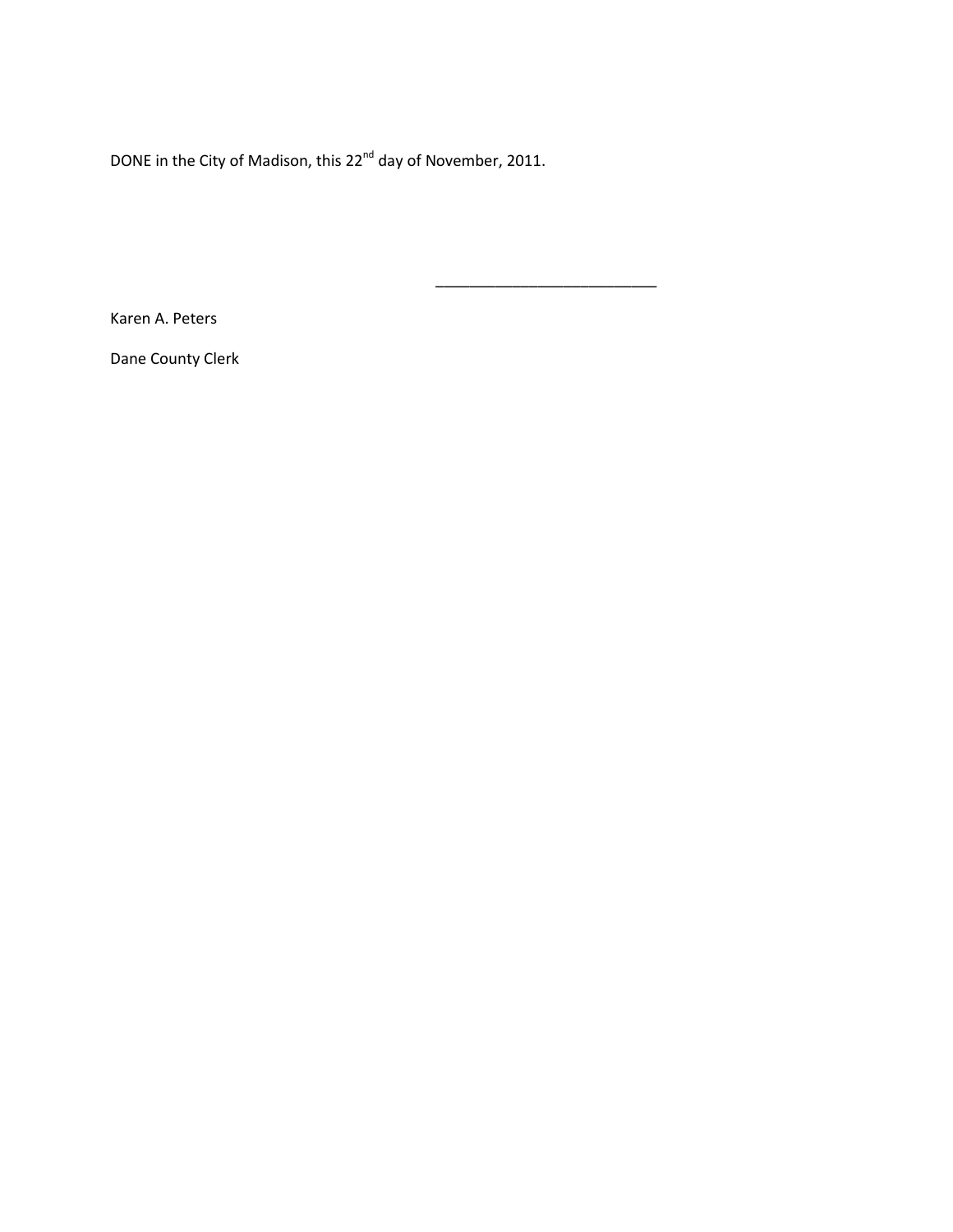DONE in the City of Madison, this 22nd day of November, 2011.

\_\_\_\_\_\_\_\_\_\_\_\_\_\_\_\_\_\_\_\_\_\_\_\_\_\_\_

Karen A. Peters

Dane County Clerk